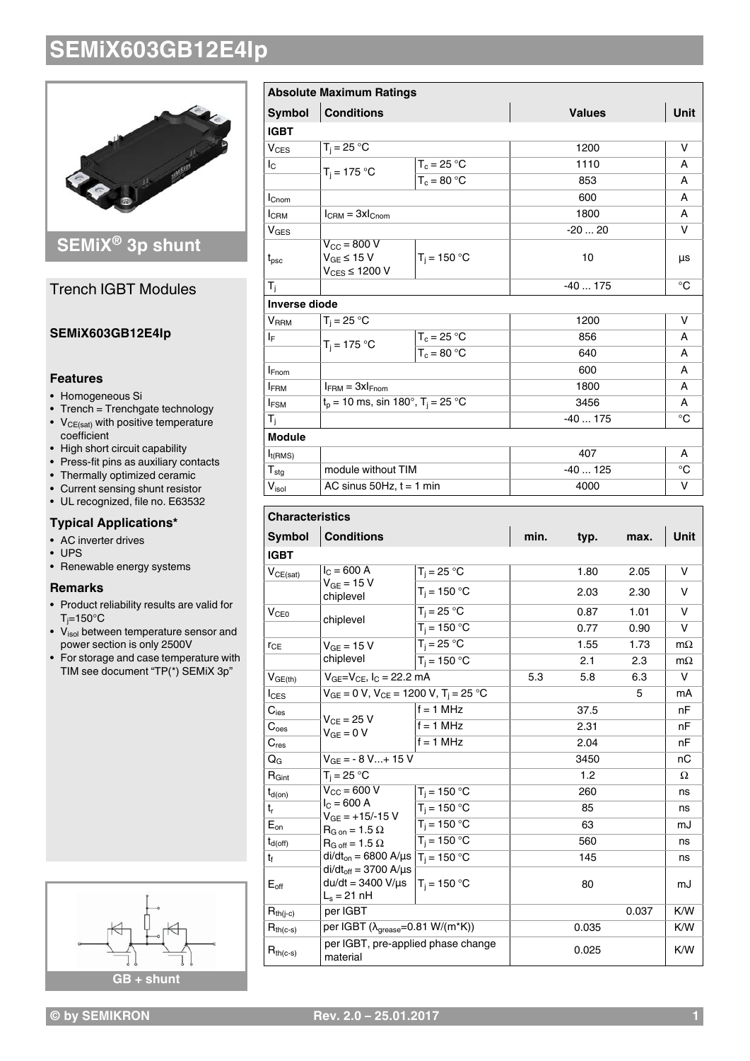# SEMiX603GB12E4Ip

## SEMiX® 3p shunt

### Trench IGBT Modules

**SEMiX603GB12E4Ip**

### Features

- Homogeneous Si
- Trench = Trenchgate technology
- $V_{CE(sat)}$ with positive temperature coefficient
- High short circuit capability
- Press-fit pins as auxiliary contacts
- Thermally optimized ceramic
- Current sensing shunt resistor
- UL recognized, file no. E63532

### Typical Applications*

- AC inverter drives
- UPS
- Renewable energy systems

### Remarks

- Product reliability results are valid for $T_j$=150°C
- $V_{isol}$ between temperature sensor and power section is only 2500V
- For storage and case temperature with TIM see document "TP(*) SEMiX 3p"

GB + shunt

| Absolute Maximum Ratings | | | | |
|---|---|---|---|---|
| **Symbol** | **Conditions** | | **Values** | **Unit** |
| **IGBT** | | | | |
| $V_{CES}$ | $T_j$ = 25 °C | | 1200 | V |
| $I_C$ | $T_j$ = 175 °C | $T_c$ = 25 °C | 1110 | A |
| | | $T_c$ = 80 °C | 853 | A |
| $I_{Cnom}$ | | | 600 | A |
| $I_{CRM}$ | $I_{CRM}$ = 3x$I_{Cnom}$ | | 1800 | A |
| $V_{GES}$ | | | -20 ... 20 | V |
| $t_{psc}$ | $V_{CC}$ = 800 V<br>$V_{GE}$ ≤ 15 V<br>$V_{CES}$ ≤ 1200 V | $T_j$ = 150 °C | 10 | µs |
| $T_j$ | | | -40 ... 175 | °C |
| **Inverse diode** | | | | |
| $V_{RRM}$ | $T_j$ = 25 °C | | 1200 | V |
| $I_F$ | $T_j$ = 175 °C | $T_c$ = 25 °C | 856 | A |
| | | $T_c$ = 80 °C | 640 | A |
| $I_{Fnom}$ | | | 600 | A |
| $I_{FRM}$ | $I_{FRM}$ = 3x$I_{Fnom}$ | | 1800 | A |
| $I_{FSM}$ | $t_p$ = 10 ms, sin 180°, $T_j$ = 25 °C | | 3456 | A |
| $T_j$ | | | -40 ... 175 | °C |
| **Module** | | | | |
| $I_{t(RMS)}$ | | | 407 | A |
| $T_{stg}$ | module without TIM | | -40 ... 125 | °C |
| $V_{isol}$ | AC sinus 50Hz, t = 1 min | | 4000 | V |

| Characteristics | | | | | | |
|---|---|---|---|---|---|---|
| **Symbol** | **Conditions** | | **min.** | **typ.** | **max.** | **Unit** |
| **IGBT** | | | | | | |
| $V_{CE(sat)}$ | $I_C$ = 600 A<br>$V_{GE}$ = 15 V<br>chiplevel | $T_j$ = 25 °C | | 1.80 | 2.05 | V |
| | | $T_j$ = 150 °C | | 2.03 | 2.30 | V |
| $V_{CE0}$ | chiplevel | $T_j$ = 25 °C | | 0.87 | 1.01 | V |
| | | $T_j$ = 150 °C | | 0.77 | 0.90 | V |
| $r_{CE}$ | $V_{GE}$ = 15 V<br>chiplevel | $T_j$ = 25 °C | | 1.55 | 1.73 | mΩ |
| | | $T_j$ = 150 °C | | 2.1 | 2.3 | mΩ |
| $V_{GE(th)}$ | $V_{GE}$=$V_{CE}$, $I_C$ = 22.2 mA | | 5.3 | 5.8 | 6.3 | V |
| $I_{CES}$ | $V_{GE}$ = 0 V, $V_{CE}$ = 1200 V, $T_j$ = 25 °C | | | | 5 | mA |
| $C_{ies}$ | $V_{CE}$ = 25 V<br>$V_{GE}$ = 0 V | f = 1 MHz | | 37.5 | | nF |
| $C_{oes}$ | | f = 1 MHz | | 2.31 | | nF |
| $C_{res}$ | | f = 1 MHz | | 2.04 | | nF |
| $Q_G$ | $V_{GE}$ = - 8 V...+ 15 V | | | 3450 | | nC |
| $R_{Gint}$ | $T_j$ = 25 °C | | | 1.2 | | Ω |
| $t_{d(on)}$ | $V_{CC}$ = 600 V<br>$I_C$ = 600 A<br>$V_{GE}$ = +15/-15 V<br>$R_{G\,on}$ = 1.5 Ω<br>$R_{G\,off}$ = 1.5 Ω<br>di/dt$_{on}$ = 6800 A/µs<br>di/dt$_{off}$ = 3700 A/µs<br>du/dt = 3400 V/µs<br>$L_s$ = 21 nH | $T_j$ = 150 °C | | 260 | | ns |
| $t_r$ | | $T_j$ = 150 °C | | 85 | | ns |
| $E_{on}$ | | $T_j$ = 150 °C | | 63 | | mJ |
| $t_{d(off)}$ | | $T_j$ = 150 °C | | 560 | | ns |
| $t_f$ | | $T_j$ = 150 °C | | 145 | | ns |
| $E_{off}$ | | $T_j$ = 150 °C | | 80 | | mJ |
| $R_{th(j-c)}$ | per IGBT | | | | 0.037 | K/W |
| $R_{th(c-s)}$ | per IGBT ($\lambda_{grease}$=0.81 W/(m*K)) | | | 0.035 | | K/W |
| $R_{th(c-s)}$ | per IGBT, pre-applied phase change material | | | 0.025 | | K/W |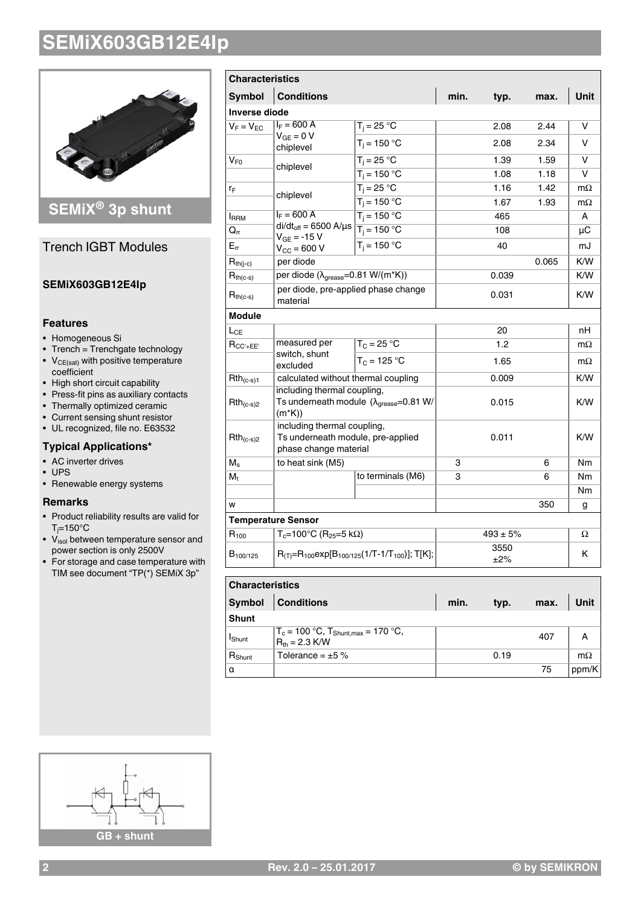## SEMiX® 3p shunt

### Trench IGBT Modules

**SEMiX603GB12E4Ip**

### Features

- Homogeneous Si
- Trench = Trenchgate technology
- $V_{CE(sat)}$ with positive temperature coefficient
- High short circuit capability
- Press-fit pins as auxiliary contacts
- Thermally optimized ceramic
- Current sensing shunt resistor
- UL recognized, file no. E63532

### Typical Applications*

- AC inverter drives
- UPS
- Renewable energy systems

### Remarks

- Product reliability results are valid for $T_j$=150°C
- $V_{isol}$ between temperature sensor and power section is only 2500V
- For storage and case temperature with TIM see document "TP(*) SEMiX 3p"

GB + shunt

| Characteristics | | | | | | |
|---|---|---|---|---|---|---|
| **Symbol** | **Conditions** | | **min.** | **typ.** | **max.** | **Unit** |
| **Inverse diode** | | | | | | |
| $V_F = V_{EC}$ | $I_F$ = 600 A, $V_{GE}$ = 0 V, chiplevel | $T_j$ = 25 °C | | 2.08 | 2.44 | V |
| | | $T_j$ = 150 °C | | 2.08 | 2.34 | V |
| $V_{F0}$ | chiplevel | $T_j$ = 25 °C | | 1.39 | 1.59 | V |
| | | $T_j$ = 150 °C | | 1.08 | 1.18 | V |
| $r_F$ | chiplevel | $T_j$ = 25 °C | | 1.16 | 1.42 | mΩ |
| | | $T_j$ = 150 °C | | 1.67 | 1.93 | mΩ |
| $I_{RRM}$ | $I_F$ = 600 A, $di/dt_{off}$ = 6500 A/µs, $V_{GE}$ = -15 V, $V_{CC}$ = 600 V | $T_j$ = 150 °C | | 465 | | A |
| $Q_{rr}$ | | $T_j$ = 150 °C | | 108 | | µC |
| $E_{rr}$ | | $T_j$ = 150 °C | | 40 | | mJ |
| $R_{th(j-c)}$ | per diode | | | | 0.065 | K/W |
| $R_{th(c-s)}$ | per diode ($\lambda_{grease}$=0.81 W/(m*K)) | | | 0.039 | | K/W |
| $R_{th(c-s)}$ | per diode, pre-applied phase change material | | | 0.031 | | K/W |
| **Module** | | | | | | |
| $L_{CE}$ | | | | 20 | | nH |
| $R_{CC'+EE'}$ | measured per switch, shunt excluded | $T_C$ = 25 °C | | 1.2 | | mΩ |
| | | $T_C$ = 125 °C | | 1.65 | | mΩ |
| $Rth_{(c-s)1}$ | calculated without thermal coupling | | | 0.009 | | K/W |
| $Rth_{(c-s)2}$ | including thermal coupling, Ts underneath module ($\lambda_{grease}$=0.81 W/(m*K)) | | | 0.015 | | K/W |
| $Rth_{(c-s)2}$ | including thermal coupling, Ts underneath module, pre-applied phase change material | | | 0.011 | | K/W |
| $M_s$ | to heat sink (M5) | | 3 | | 6 | Nm |
| $M_t$ | | to terminals (M6) | 3 | | 6 | Nm |
| | | | | | | Nm |
| w | | | | | 350 | g |
| **Temperature Sensor** | | | | | | |
| $R_{100}$ | $T_c$=100°C ($R_{25}$=5 kΩ) | | | 493 ± 5% | | Ω |
| $B_{100/125}$ | $R_{(T)}=R_{100}\exp[B_{100/125}(1/T-1/T_{100})]$; T[K]; | | | 3550 ±2% | | K |

| Characteristics | | | | | |
|---|---|---|---|---|---|
| **Symbol** | **Conditions** | **min.** | **typ.** | **max.** | **Unit** |
| **Shunt** | | | | | |
| $I_{Shunt}$ | $T_c$ = 100 °C, $T_{Shunt,max}$ = 170 °C, $R_{th}$ = 2.3 K/W | | | 407 | A |
| $R_{Shunt}$ | Tolerance = ±5 % | | 0.19 | | mΩ |
| α | | | | 75 | ppm/K |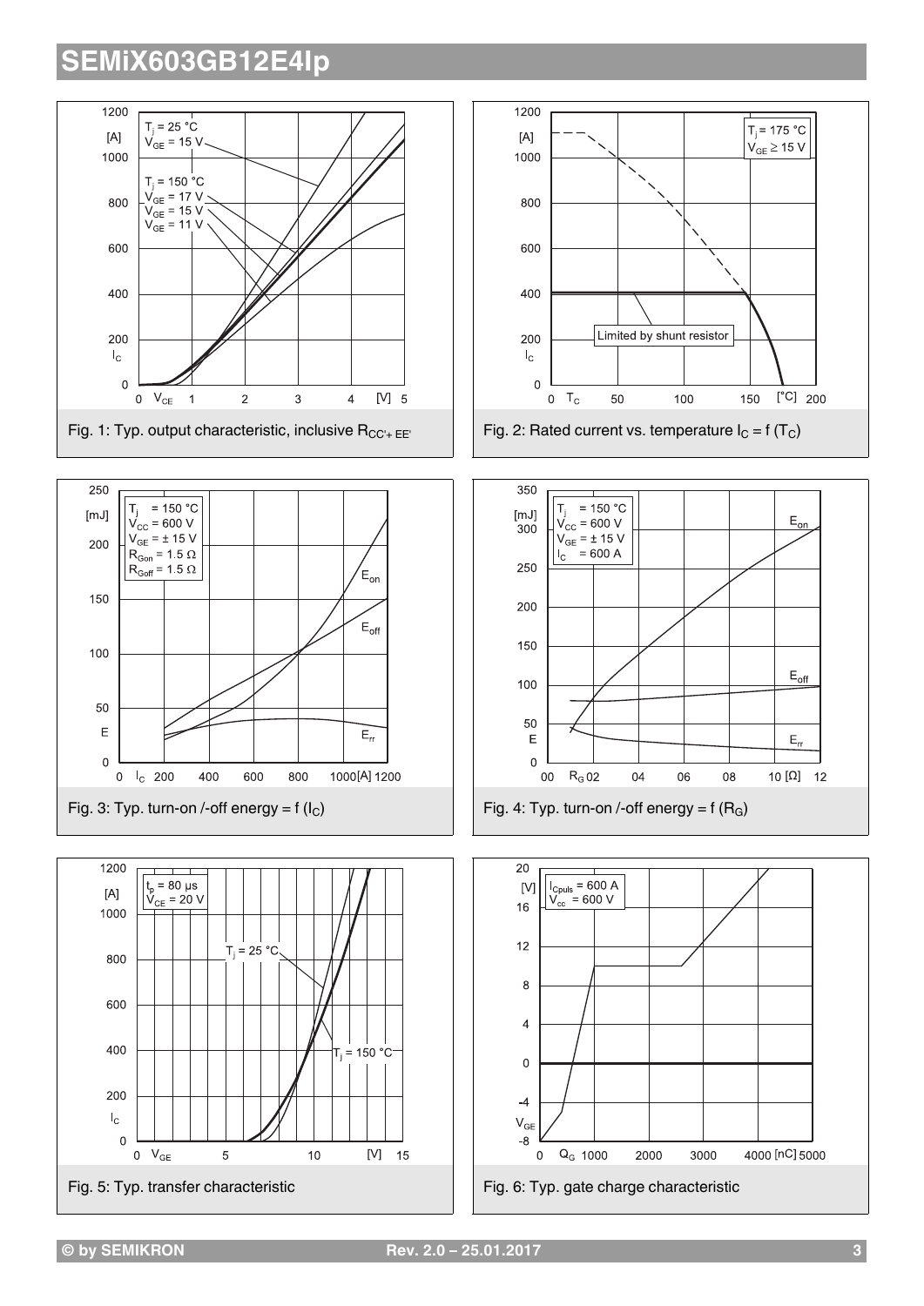# SEMiX603GB12E4Ip

Fig. 1: Typ. output characteristic, inclusive $R_{CC'+EE'}$

Fig. 2: Rated current vs. temperature $I_C = f(T_C)$

Fig. 3: Typ. turn-on /-off energy = f ($I_C$)

Fig. 4: Typ. turn-on /-off energy = f ($R_G$)

Fig. 5: Typ. transfer characteristic

Fig. 6: Typ. gate charge characteristic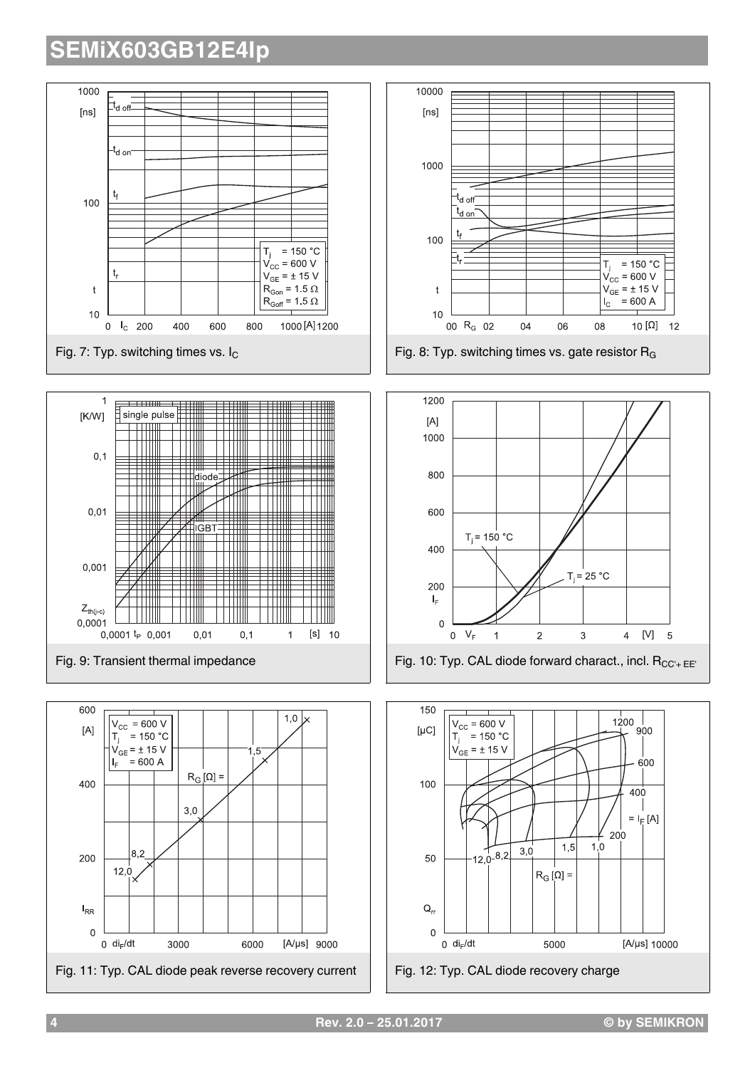# SEMiX603GB12E4Ip

Fig. 7: Typ. switching times vs. $I_C$

Fig. 8: Typ. switching times vs. gate resistor $R_G$

Fig. 9: Transient thermal impedance

Fig. 10: Typ. CAL diode forward charact., incl. $R_{CC'+EE'}$

Fig. 11: Typ. CAL diode peak reverse recovery current

Fig. 12: Typ. CAL diode recovery charge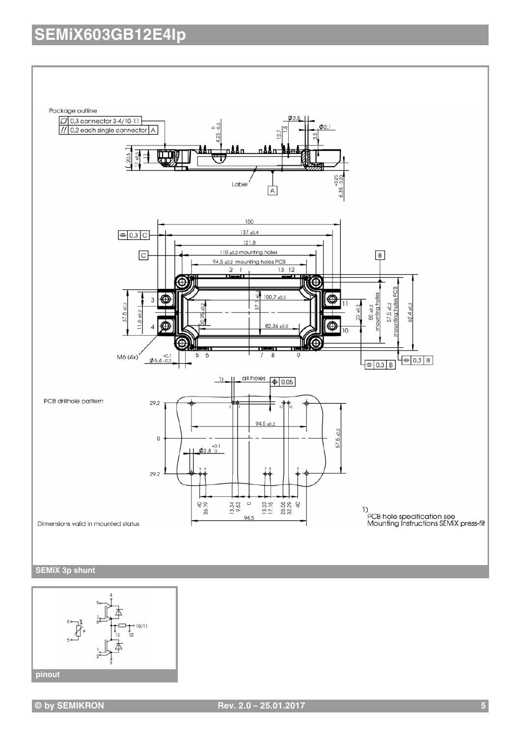# SEMiX603GB12E4Ip

Package outline

PCB drillhole pattern

Dimensions valid in mounted status

1) PCB hole specification see Mounting Instructions SEMiX press-fit

**SEMiX 3p shunt**

**pinout**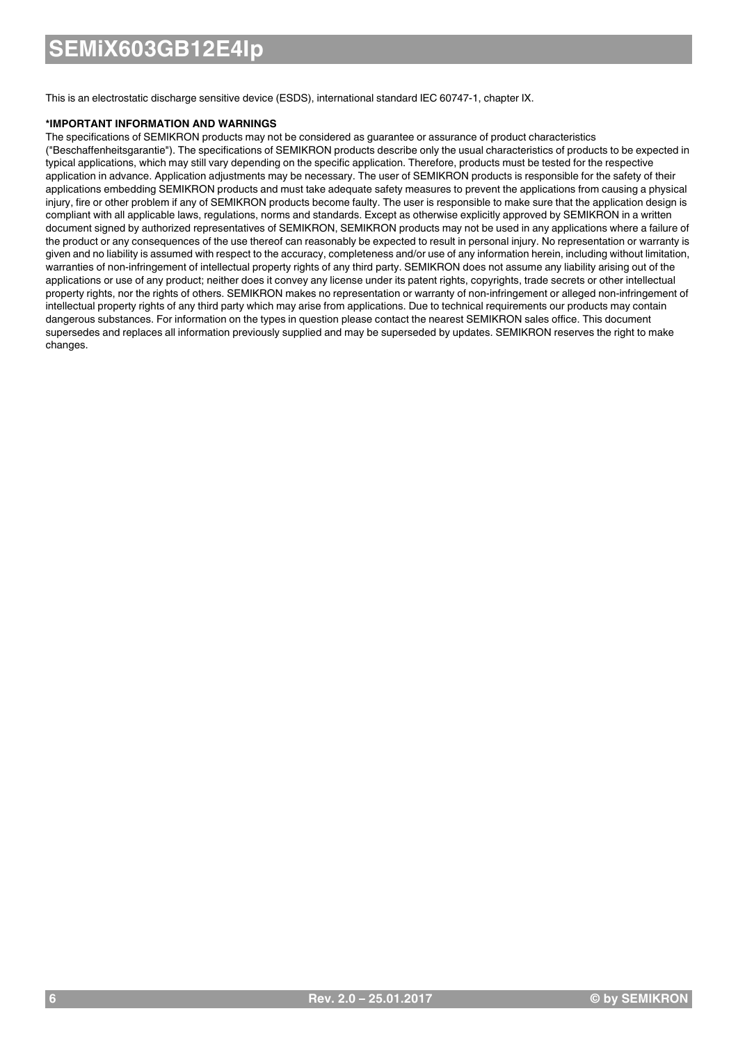This is an electrostatic discharge sensitive device (ESDS), international standard IEC 60747-1, chapter IX.

**\*IMPORTANT INFORMATION AND WARNINGS**

The specifications of SEMIKRON products may not be considered as guarantee or assurance of product characteristics ("Beschaffenheitsgarantie"). The specifications of SEMIKRON products describe only the usual characteristics of products to be expected in typical applications, which may still vary depending on the specific application. Therefore, products must be tested for the respective application in advance. Application adjustments may be necessary. The user of SEMIKRON products is responsible for the safety of their applications embedding SEMIKRON products and must take adequate safety measures to prevent the applications from causing a physical injury, fire or other problem if any of SEMIKRON products become faulty. The user is responsible to make sure that the application design is compliant with all applicable laws, regulations, norms and standards. Except as otherwise explicitly approved by SEMIKRON in a written document signed by authorized representatives of SEMIKRON, SEMIKRON products may not be used in any applications where a failure of the product or any consequences of the use thereof can reasonably be expected to result in personal injury. No representation or warranty is given and no liability is assumed with respect to the accuracy, completeness and/or use of any information herein, including without limitation, warranties of non-infringement of intellectual property rights of any third party. SEMIKRON does not assume any liability arising out of the applications or use of any product; neither does it convey any license under its patent rights, copyrights, trade secrets or other intellectual property rights, nor the rights of others. SEMIKRON makes no representation or warranty of non-infringement or alleged non-infringement of intellectual property rights of any third party which may arise from applications. Due to technical requirements our products may contain dangerous substances. For information on the types in question please contact the nearest SEMIKRON sales office. This document supersedes and replaces all information previously supplied and may be superseded by updates. SEMIKRON reserves the right to make changes.